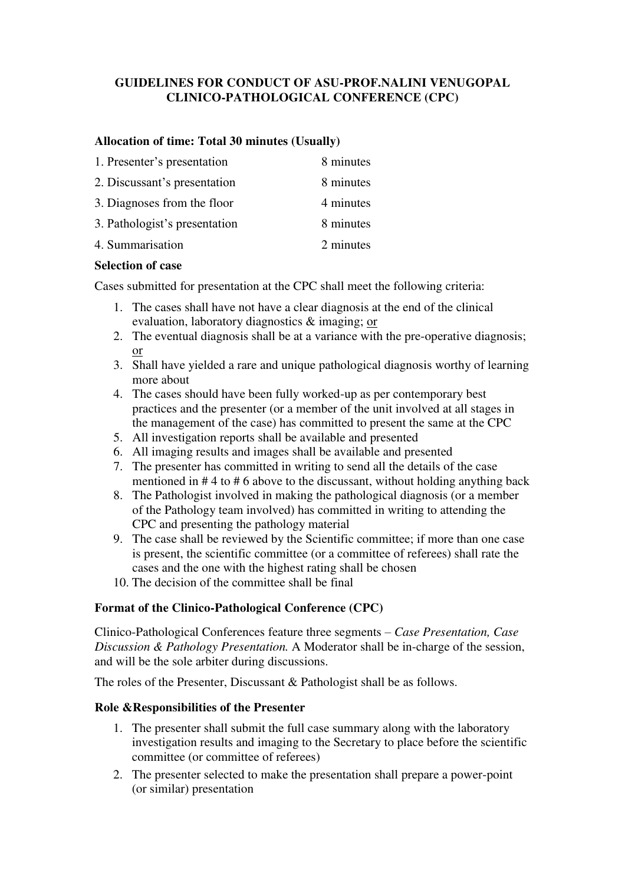# GUIDELINES FOR CONDUCT OF ASU-PROF.NALINI VENUGOPAL CLINICO-PATHOLOGICAL CONFERENCE (CPC)

**Allocation of time: Total 30 minutes (Usually)**

| | |
|---|---|
| 1. Presenter's presentation | 8 minutes |
| 2. Discussant's presentation | 8 minutes |
| 3. Diagnoses from the floor | 4 minutes |
| 3. Pathologist's presentation | 8 minutes |
| 4. Summarisation | 2 minutes |

**Selection of case**

Cases submitted for presentation at the CPC shall meet the following criteria:

1. The cases shall have not have a clear diagnosis at the end of the clinical evaluation, laboratory diagnostics & imaging; or
2. The eventual diagnosis shall be at a variance with the pre-operative diagnosis; or
3. Shall have yielded a rare and unique pathological diagnosis worthy of learning more about
4. The cases should have been fully worked-up as per contemporary best practices and the presenter (or a member of the unit involved at all stages in the management of the case) has committed to present the same at the CPC
5. All investigation reports shall be available and presented
6. All imaging results and images shall be available and presented
7. The presenter has committed in writing to send all the details of the case mentioned in # 4 to # 6 above to the discussant, without holding anything back
8. The Pathologist involved in making the pathological diagnosis (or a member of the Pathology team involved) has committed in writing to attending the CPC and presenting the pathology material
9. The case shall be reviewed by the Scientific committee; if more than one case is present, the scientific committee (or a committee of referees) shall rate the cases and the one with the highest rating shall be chosen
10. The decision of the committee shall be final

**Format of the Clinico-Pathological Conference (CPC)**

Clinico-Pathological Conferences feature three segments – *Case Presentation, Case Discussion & Pathology Presentation.* A Moderator shall be in-charge of the session, and will be the sole arbiter during discussions.

The roles of the Presenter, Discussant & Pathologist shall be as follows.

**Role &Responsibilities of the Presenter**

1. The presenter shall submit the full case summary along with the laboratory investigation results and imaging to the Secretary to place before the scientific committee (or committee of referees)
2. The presenter selected to make the presentation shall prepare a power-point (or similar) presentation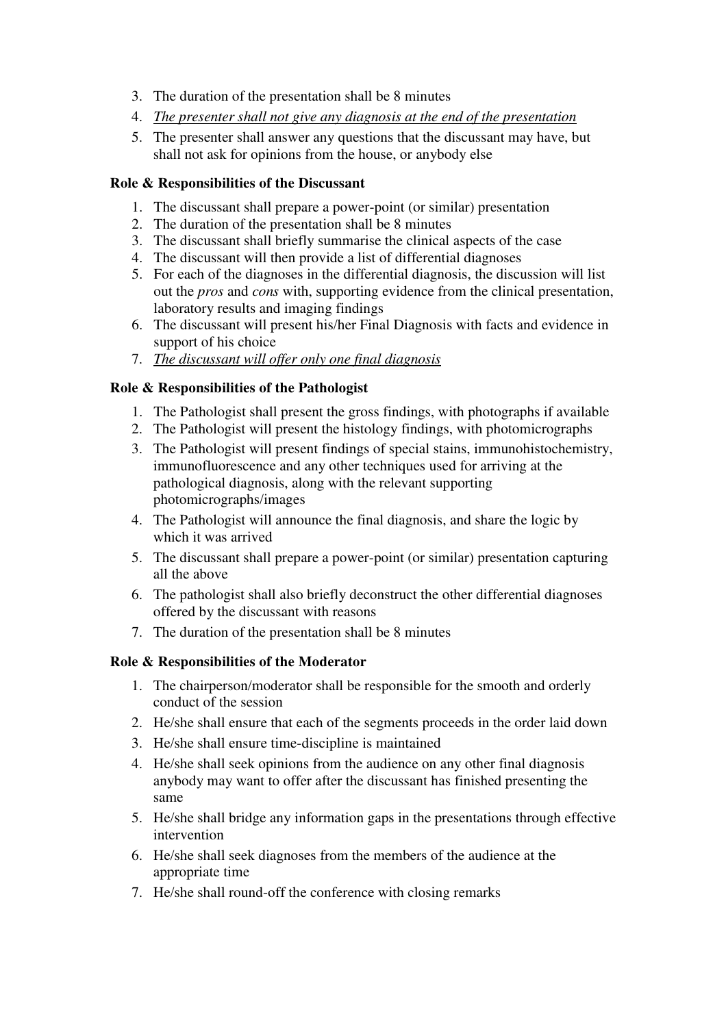3. The duration of the presentation shall be 8 minutes
4. _The presenter shall not give any diagnosis at the end of the presentation_
5. The presenter shall answer any questions that the discussant may have, but shall not ask for opinions from the house, or anybody else

**Role & Responsibilities of the Discussant**

1. The discussant shall prepare a power-point (or similar) presentation
2. The duration of the presentation shall be 8 minutes
3. The discussant shall briefly summarise the clinical aspects of the case
4. The discussant will then provide a list of differential diagnoses
5. For each of the diagnoses in the differential diagnosis, the discussion will list out the *pros* and *cons* with, supporting evidence from the clinical presentation, laboratory results and imaging findings
6. The discussant will present his/her Final Diagnosis with facts and evidence in support of his choice
7. _The discussant will offer only one final diagnosis_

**Role & Responsibilities of the Pathologist**

1. The Pathologist shall present the gross findings, with photographs if available
2. The Pathologist will present the histology findings, with photomicrographs
3. The Pathologist will present findings of special stains, immunohistochemistry, immunofluorescence and any other techniques used for arriving at the pathological diagnosis, along with the relevant supporting photomicrographs/images
4. The Pathologist will announce the final diagnosis, and share the logic by which it was arrived
5. The discussant shall prepare a power-point (or similar) presentation capturing all the above
6. The pathologist shall also briefly deconstruct the other differential diagnoses offered by the discussant with reasons
7. The duration of the presentation shall be 8 minutes

**Role & Responsibilities of the Moderator**

1. The chairperson/moderator shall be responsible for the smooth and orderly conduct of the session
2. He/she shall ensure that each of the segments proceeds in the order laid down
3. He/she shall ensure time-discipline is maintained
4. He/she shall seek opinions from the audience on any other final diagnosis anybody may want to offer after the discussant has finished presenting the same
5. He/she shall bridge any information gaps in the presentations through effective intervention
6. He/she shall seek diagnoses from the members of the audience at the appropriate time
7. He/she shall round-off the conference with closing remarks